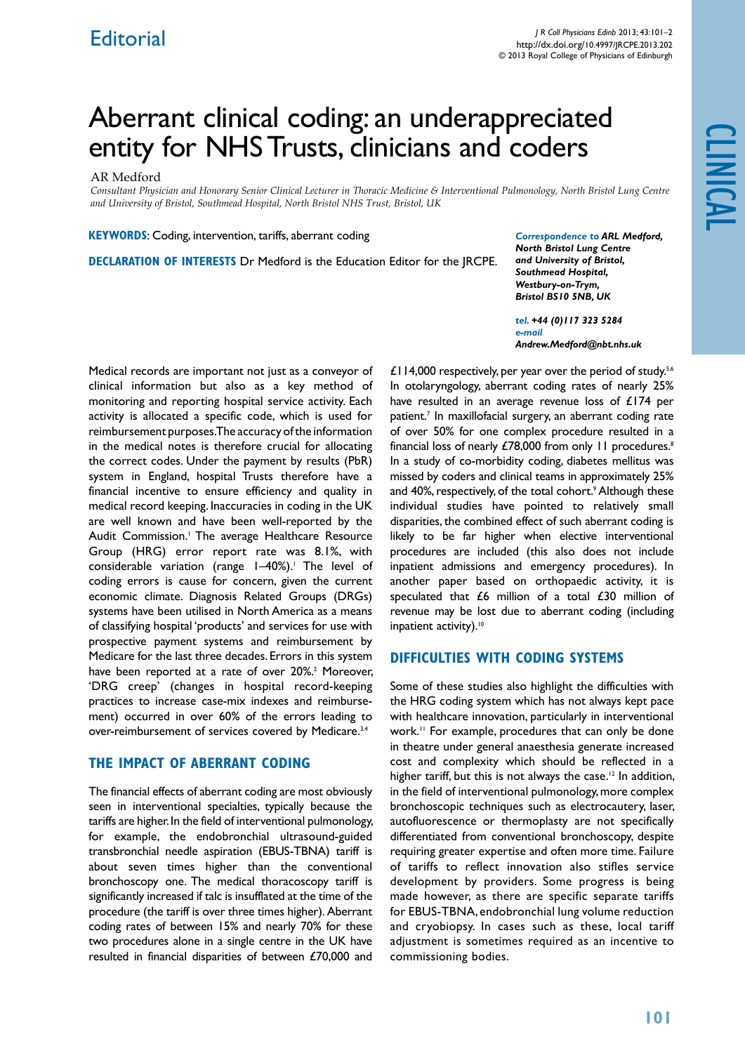Editorial

# Aberrant clinical coding: an underappreciated entity for NHS Trusts, clinicians and coders

AR Medford

*Consultant Physician and Honorary Senior Clinical Lecturer in Thoracic Medicine & Interventional Pulmonology, North Bristol Lung Centre and University of Bristol, Southmead Hospital, North Bristol NHS Trust, Bristol, UK*

**KEYWORDS**: Coding, intervention, tariffs, aberrant coding

**DECLARATION OF INTERESTS** Dr Medford is the Education Editor for the JRCPE.

***Correspondence to** ARL Medford, North Bristol Lung Centre and University of Bristol, Southmead Hospital, Westbury-on-Trym, Bristol BS10 5NB, UK*

***tel.** +44 (0)117 323 5284*
***e-mail** Andrew.Medford@nbt.nhs.uk*

Medical records are important not just as a conveyor of clinical information but also as a key method of monitoring and reporting hospital service activity. Each activity is allocated a specific code, which is used for reimbursement purposes. The accuracy of the information in the medical notes is therefore crucial for allocating the correct codes. Under the payment by results (PbR) system in England, hospital Trusts therefore have a financial incentive to ensure efficiency and quality in medical record keeping. Inaccuracies in coding in the UK are well known and have been well-reported by the Audit Commission.[1] The average Healthcare Resource Group (HRG) error report rate was 8.1%, with considerable variation (range 1–40%).[1] The level of coding errors is cause for concern, given the current economic climate. Diagnosis Related Groups (DRGs) systems have been utilised in North America as a means of classifying hospital 'products' and services for use with prospective payment systems and reimbursement by Medicare for the last three decades. Errors in this system have been reported at a rate of over 20%.[2] Moreover, 'DRG creep' (changes in hospital record-keeping practices to increase case-mix indexes and reimbursement) occurred in over 60% of the errors leading to over-reimbursement of services covered by Medicare.[3,4]

## THE IMPACT OF ABERRANT CODING

The financial effects of aberrant coding are most obviously seen in interventional specialties, typically because the tariffs are higher. In the field of interventional pulmonology, for example, the endobronchial ultrasound-guided transbronchial needle aspiration (EBUS-TBNA) tariff is about seven times higher than the conventional bronchoscopy one. The medical thoracoscopy tariff is significantly increased if talc is insufflated at the time of the procedure (the tariff is over three times higher). Aberrant coding rates of between 15% and nearly 70% for these two procedures alone in a single centre in the UK have resulted in financial disparities of between £70,000 and £114,000 respectively, per year over the period of study.[5,6] In otolaryngology, aberrant coding rates of nearly 25% have resulted in an average revenue loss of £174 per patient.[7] In maxillofacial surgery, an aberrant coding rate of over 50% for one complex procedure resulted in a financial loss of nearly £78,000 from only 11 procedures.[8] In a study of co-morbidity coding, diabetes mellitus was missed by coders and clinical teams in approximately 25% and 40%, respectively, of the total cohort.[9] Although these individual studies have pointed to relatively small disparities, the combined effect of such aberrant coding is likely to be far higher when elective interventional procedures are included (this also does not include inpatient admissions and emergency procedures). In another paper based on orthopaedic activity, it is speculated that £6 million of a total £30 million of revenue may be lost due to aberrant coding (including inpatient activity).[10]

## DIFFICULTIES WITH CODING SYSTEMS

Some of these studies also highlight the difficulties with the HRG coding system which has not always kept pace with healthcare innovation, particularly in interventional work.[11] For example, procedures that can only be done in theatre under general anaesthesia generate increased cost and complexity which should be reflected in a higher tariff, but this is not always the case.[12] In addition, in the field of interventional pulmonology, more complex bronchoscopic techniques such as electrocautery, laser, autofluorescence or thermoplasty are not specifically differentiated from conventional bronchoscopy, despite requiring greater expertise and often more time. Failure of tariffs to reflect innovation also stifles service development by providers. Some progress is being made however, as there are specific separate tariffs for EBUS-TBNA, endobronchial lung volume reduction and cryobiopsy. In cases such as these, local tariff adjustment is sometimes required as an incentive to commissioning bodies.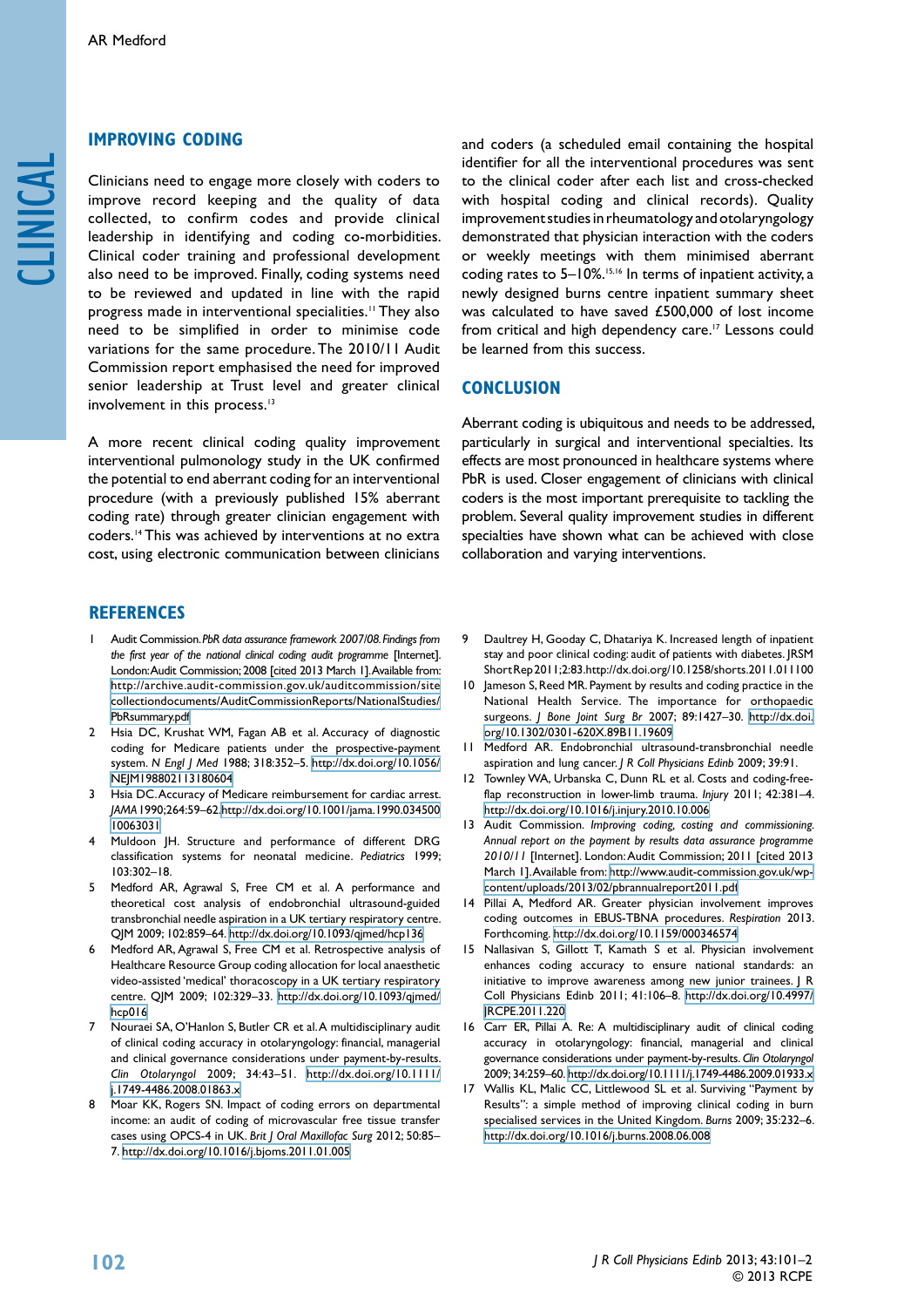## IMPROVING CODING

Clinicians need to engage more closely with coders to improve record keeping and the quality of data collected, to confirm codes and provide clinical leadership in identifying and coding co-morbidities. Clinical coder training and professional development also need to be improved. Finally, coding systems need to be reviewed and updated in line with the rapid progress made in interventional specialities.[11] They also need to be simplified in order to minimise code variations for the same procedure. The 2010/11 Audit Commission report emphasised the need for improved senior leadership at Trust level and greater clinical involvement in this process.[13]

A more recent clinical coding quality improvement interventional pulmonology study in the UK confirmed the potential to end aberrant coding for an interventional procedure (with a previously published 15% aberrant coding rate) through greater clinician engagement with coders.[14] This was achieved by interventions at no extra cost, using electronic communication between clinicians and coders (a scheduled email containing the hospital identifier for all the interventional procedures was sent to the clinical coder after each list and cross-checked with hospital coding and clinical records). Quality improvement studies in rheumatology and otolaryngology demonstrated that physician interaction with the coders or weekly meetings with them minimised aberrant coding rates to 5–10%.[15,16] In terms of inpatient activity, a newly designed burns centre inpatient summary sheet was calculated to have saved £500,000 of lost income from critical and high dependency care.[17] Lessons could be learned from this success.

## CONCLUSION

Aberrant coding is ubiquitous and needs to be addressed, particularly in surgical and interventional specialties. Its effects are most pronounced in healthcare systems where PbR is used. Closer engagement of clinicians with clinical coders is the most important prerequisite to tackling the problem. Several quality improvement studies in different specialties have shown what can be achieved with close collaboration and varying interventions.

## REFERENCES

1. Audit Commission. *PbR data assurance framework 2007/08. Findings from the first year of the national clinical coding audit programme* [Internet]. London: Audit Commission; 2008 [cited 2013 March 1]. Available from: http://archive.audit-commission.gov.uk/auditcommission/sitecollectiondocuments/AuditCommissionReports/NationalStudies/PbRsummary.pdf
2. Hsia DC, Krushat WM, Fagan AB et al. Accuracy of diagnostic coding for Medicare patients under the prospective-payment system. *N Engl J Med* 1988; 318:352–5. http://dx.doi.org/10.1056/NEJM198802113180604
3. Hsia DC. Accuracy of Medicare reimbursement for cardiac arrest. *JAMA* 1990;264:59–62. http://dx.doi.org/10.1001/jama.1990.03450010063031
4. Muldoon JH. Structure and performance of different DRG classification systems for neonatal medicine. *Pediatrics* 1999; 103:302–18.
5. Medford AR, Agrawal S, Free CM et al. A performance and theoretical cost analysis of endobronchial ultrasound-guided transbronchial needle aspiration in a UK tertiary respiratory centre. QJM 2009; 102:859–64. http://dx.doi.org/10.1093/qjmed/hcp136
6. Medford AR, Agrawal S, Free CM et al. Retrospective analysis of Healthcare Resource Group coding allocation for local anaesthetic video-assisted 'medical' thoracoscopy in a UK tertiary respiratory centre. QJM 2009; 102:329–33. http://dx.doi.org/10.1093/qjmed/hcp016
7. Nouraei SA, O'Hanlon S, Butler CR et al. A multidisciplinary audit of clinical coding accuracy in otolaryngology: financial, managerial and clinical governance considerations under payment-by-results. *Clin Otolaryngol* 2009; 34:43–51. http://dx.doi.org/10.1111/j.1749-4486.2008.01863.x
8. Moar KK, Rogers SN. Impact of coding errors on departmental income: an audit of coding of microvascular free tissue transfer cases using OPCS-4 in UK. *Brit J Oral Maxillofac Surg* 2012; 50:85–7. http://dx.doi.org/10.1016/j.bjoms.2011.01.005
9. Daultrey H, Gooday C, Dhatariya K. Increased length of inpatient stay and poor clinical coding: audit of patients with diabetes. JRSM Short Rep 2011;2:83. http://dx.doi.org/10.1258/shorts.2011.011100
10. Jameson S, Reed MR. Payment by results and coding practice in the National Health Service. The importance for orthopaedic surgeons. *J Bone Joint Surg Br* 2007; 89:1427–30. http://dx.doi.org/10.1302/0301-620X.89B11.19609
11. Medford AR. Endobronchial ultrasound-transbronchial needle aspiration and lung cancer. *J R Coll Physicians Edinb* 2009; 39:91.
12. Townley WA, Urbanska C, Dunn RL et al. Costs and coding-free-flap reconstruction in lower-limb trauma. *Injury* 2011; 42:381–4. http://dx.doi.org/10.1016/j.injury.2010.10.006
13. Audit Commission. *Improving coding, costing and commissioning. Annual report on the payment by results data assurance programme 2010/11* [Internet]. London: Audit Commission; 2011 [cited 2013 March 1]. Available from: http://www.audit-commission.gov.uk/wp-content/uploads/2013/02/pbrannualreport2011.pdf
14. Pillai A, Medford AR. Greater physician involvement improves coding outcomes in EBUS-TBNA procedures. *Respiration* 2013. Forthcoming. http://dx.doi.org/10.1159/000346574
15. Nallasivan S, Gillott T, Kamath S et al. Physician involvement enhances coding accuracy to ensure national standards: an initiative to improve awareness among new junior trainees. J R Coll Physicians Edinb 2011; 41:106–8. http://dx.doi.org/10.4997/JRCPE.2011.220
16. Carr ER, Pillai A. Re: A multidisciplinary audit of clinical coding accuracy in otolaryngology: financial, managerial and clinical governance considerations under payment-by-results. *Clin Otolaryngol* 2009; 34:259–60. http://dx.doi.org/10.1111/j.1749-4486.2009.01933.x
17. Wallis KL, Malic CC, Littlewood SL et al. Surviving "Payment by Results": a simple method of improving clinical coding in burn specialised services in the United Kingdom. *Burns* 2009; 35:232–6. http://dx.doi.org/10.1016/j.burns.2008.06.008